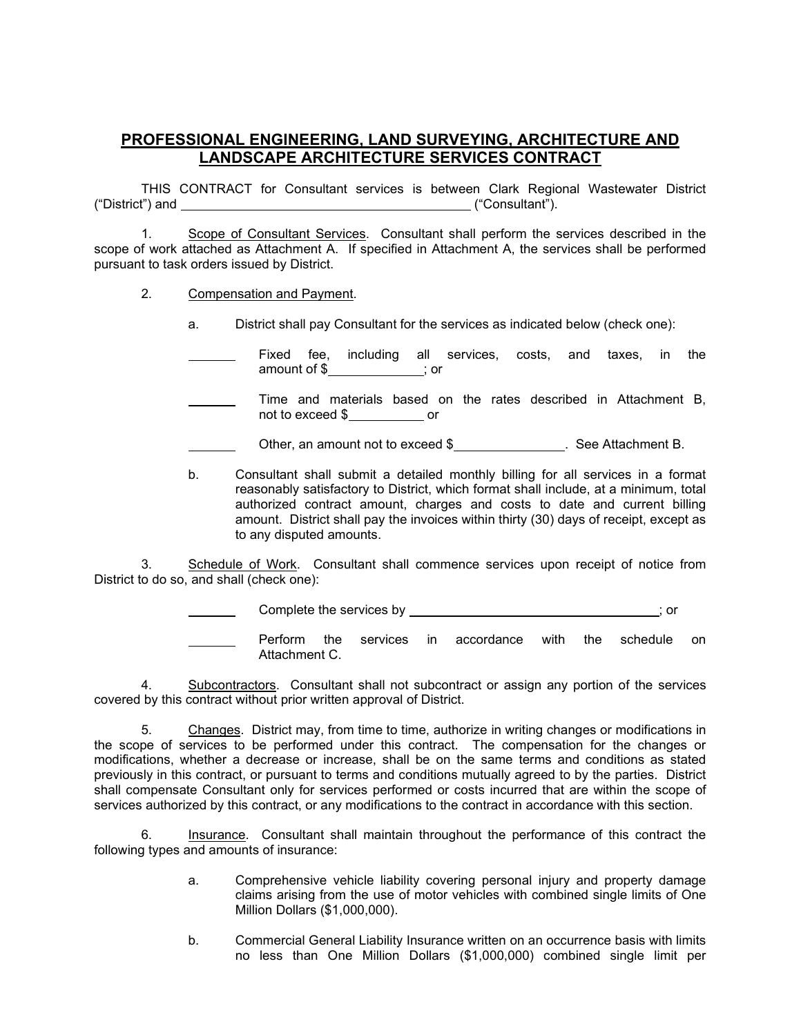# PROFESSIONAL ENGINEERING, LAND SURVEYING, ARCHITECTURE AND LANDSCAPE ARCHITECTURE SERVICES CONTRACT

THIS CONTRACT for Consultant services is between Clark Regional Wastewater District ("District") and ________________________________________ ("Consultant").

1. Scope of Consultant Services. Consultant shall perform the services described in the scope of work attached as Attachment A. If specified in Attachment A, the services shall be performed pursuant to task orders issued by District.

2. Compensation and Payment.

   a. District shall pay Consultant for the services as indicated below (check one):

   _______ Fixed fee, including all services, costs, and taxes, in the amount of $____________; or

   _______ Time and materials based on the rates described in Attachment B, not to exceed $__________ or

   _______ Other, an amount not to exceed $_______________. See Attachment B.

   b. Consultant shall submit a detailed monthly billing for all services in a format reasonably satisfactory to District, which format shall include, at a minimum, total authorized contract amount, charges and costs to date and current billing amount. District shall pay the invoices within thirty (30) days of receipt, except as to any disputed amounts.

3. Schedule of Work. Consultant shall commence services upon receipt of notice from District to do so, and shall (check one):

   _______ Complete the services by ___________________________________; or

   _______ Perform the services in accordance with the schedule on Attachment C.

4. Subcontractors. Consultant shall not subcontract or assign any portion of the services covered by this contract without prior written approval of District.

5. Changes. District may, from time to time, authorize in writing changes or modifications in the scope of services to be performed under this contract. The compensation for the changes or modifications, whether a decrease or increase, shall be on the same terms and conditions as stated previously in this contract, or pursuant to terms and conditions mutually agreed to by the parties. District shall compensate Consultant only for services performed or costs incurred that are within the scope of services authorized by this contract, or any modifications to the contract in accordance with this section.

6. Insurance. Consultant shall maintain throughout the performance of this contract the following types and amounts of insurance:

   a. Comprehensive vehicle liability covering personal injury and property damage claims arising from the use of motor vehicles with combined single limits of One Million Dollars ($1,000,000).

   b. Commercial General Liability Insurance written on an occurrence basis with limits no less than One Million Dollars ($1,000,000) combined single limit per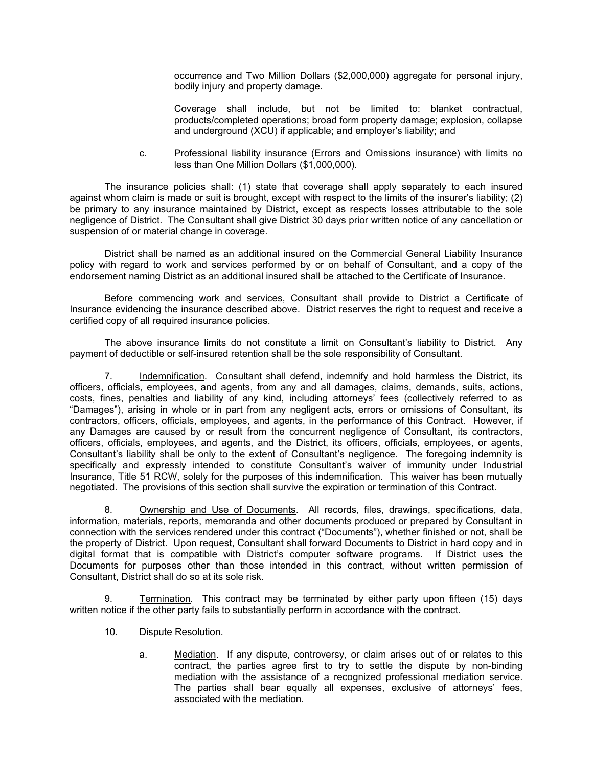occurrence and Two Million Dollars ($2,000,000) aggregate for personal injury, bodily injury and property damage.

Coverage shall include, but not be limited to: blanket contractual, products/completed operations; broad form property damage; explosion, collapse and underground (XCU) if applicable; and employer's liability; and

c. Professional liability insurance (Errors and Omissions insurance) with limits no less than One Million Dollars ($1,000,000).

The insurance policies shall: (1) state that coverage shall apply separately to each insured against whom claim is made or suit is brought, except with respect to the limits of the insurer's liability; (2) be primary to any insurance maintained by District, except as respects losses attributable to the sole negligence of District. The Consultant shall give District 30 days prior written notice of any cancellation or suspension of or material change in coverage.

District shall be named as an additional insured on the Commercial General Liability Insurance policy with regard to work and services performed by or on behalf of Consultant, and a copy of the endorsement naming District as an additional insured shall be attached to the Certificate of Insurance.

Before commencing work and services, Consultant shall provide to District a Certificate of Insurance evidencing the insurance described above. District reserves the right to request and receive a certified copy of all required insurance policies.

The above insurance limits do not constitute a limit on Consultant's liability to District. Any payment of deductible or self-insured retention shall be the sole responsibility of Consultant.

7. Indemnification. Consultant shall defend, indemnify and hold harmless the District, its officers, officials, employees, and agents, from any and all damages, claims, demands, suits, actions, costs, fines, penalties and liability of any kind, including attorneys' fees (collectively referred to as "Damages"), arising in whole or in part from any negligent acts, errors or omissions of Consultant, its contractors, officers, officials, employees, and agents, in the performance of this Contract. However, if any Damages are caused by or result from the concurrent negligence of Consultant, its contractors, officers, officials, employees, and agents, and the District, its officers, officials, employees, or agents, Consultant's liability shall be only to the extent of Consultant's negligence. The foregoing indemnity is specifically and expressly intended to constitute Consultant's waiver of immunity under Industrial Insurance, Title 51 RCW, solely for the purposes of this indemnification. This waiver has been mutually negotiated. The provisions of this section shall survive the expiration or termination of this Contract.

8. Ownership and Use of Documents. All records, files, drawings, specifications, data, information, materials, reports, memoranda and other documents produced or prepared by Consultant in connection with the services rendered under this contract ("Documents"), whether finished or not, shall be the property of District. Upon request, Consultant shall forward Documents to District in hard copy and in digital format that is compatible with District's computer software programs. If District uses the Documents for purposes other than those intended in this contract, without written permission of Consultant, District shall do so at its sole risk.

9. Termination. This contract may be terminated by either party upon fifteen (15) days written notice if the other party fails to substantially perform in accordance with the contract.

10. Dispute Resolution.

a. Mediation. If any dispute, controversy, or claim arises out of or relates to this contract, the parties agree first to try to settle the dispute by non-binding mediation with the assistance of a recognized professional mediation service. The parties shall bear equally all expenses, exclusive of attorneys' fees, associated with the mediation.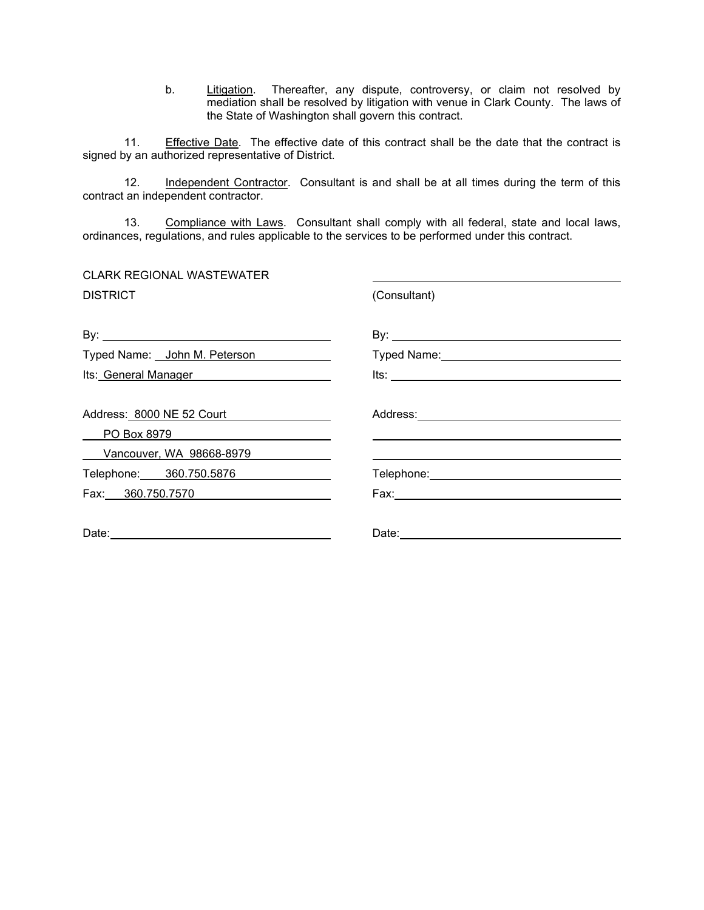b. Litigation. Thereafter, any dispute, controversy, or claim not resolved by mediation shall be resolved by litigation with venue in Clark County. The laws of the State of Washington shall govern this contract.

11. Effective Date. The effective date of this contract shall be the date that the contract is signed by an authorized representative of District.

12. Independent Contractor. Consultant is and shall be at all times during the term of this contract an independent contractor.

13. Compliance with Laws. Consultant shall comply with all federal, state and local laws, ordinances, regulations, and rules applicable to the services to be performed under this contract.

| CLARK REGIONAL WASTEWATER DISTRICT | (Consultant) |
|---|---|
| By: | By: |
| Typed Name: John M. Peterson | Typed Name: |
| Its: General Manager | Its: |
| Address: 8000 NE 52 Court | Address: |
| PO Box 8979 | |
| Vancouver, WA 98668-8979 | |
| Telephone: 360.750.5876 | Telephone: |
| Fax: 360.750.7570 | Fax: |
| Date: | Date: |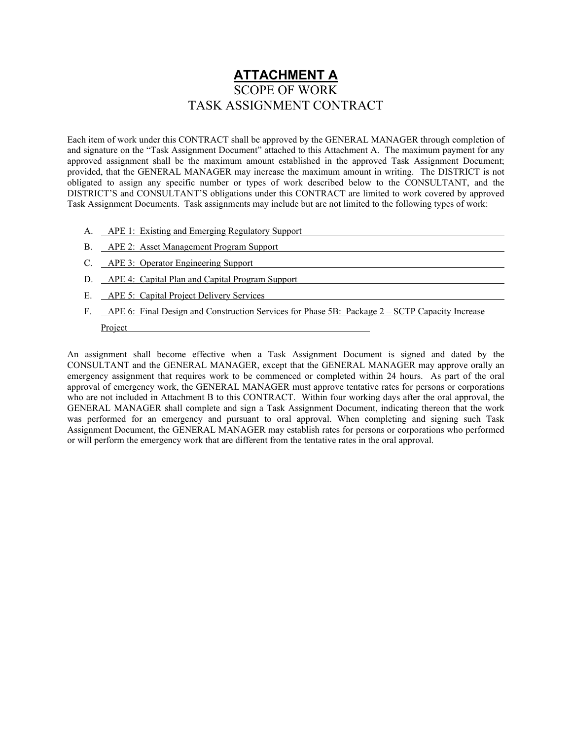# ATTACHMENT A

## SCOPE OF WORK
## TASK ASSIGNMENT CONTRACT

Each item of work under this CONTRACT shall be approved by the GENERAL MANAGER through completion of and signature on the "Task Assignment Document" attached to this Attachment A. The maximum payment for any approved assignment shall be the maximum amount established in the approved Task Assignment Document; provided, that the GENERAL MANAGER may increase the maximum amount in writing. The DISTRICT is not obligated to assign any specific number or types of work described below to the CONSULTANT, and the DISTRICT'S and CONSULTANT'S obligations under this CONTRACT are limited to work covered by approved Task Assignment Documents. Task assignments may include but are not limited to the following types of work:

A. APE 1: Existing and Emerging Regulatory Support

B. APE 2: Asset Management Program Support

C. APE 3: Operator Engineering Support

D. APE 4: Capital Plan and Capital Program Support

E. APE 5: Capital Project Delivery Services

F. APE 6: Final Design and Construction Services for Phase 5B: Package 2 – SCTP Capacity Increase Project

An assignment shall become effective when a Task Assignment Document is signed and dated by the CONSULTANT and the GENERAL MANAGER, except that the GENERAL MANAGER may approve orally an emergency assignment that requires work to be commenced or completed within 24 hours. As part of the oral approval of emergency work, the GENERAL MANAGER must approve tentative rates for persons or corporations who are not included in Attachment B to this CONTRACT. Within four working days after the oral approval, the GENERAL MANAGER shall complete and sign a Task Assignment Document, indicating thereon that the work was performed for an emergency and pursuant to oral approval. When completing and signing such Task Assignment Document, the GENERAL MANAGER may establish rates for persons or corporations who performed or will perform the emergency work that are different from the tentative rates in the oral approval.